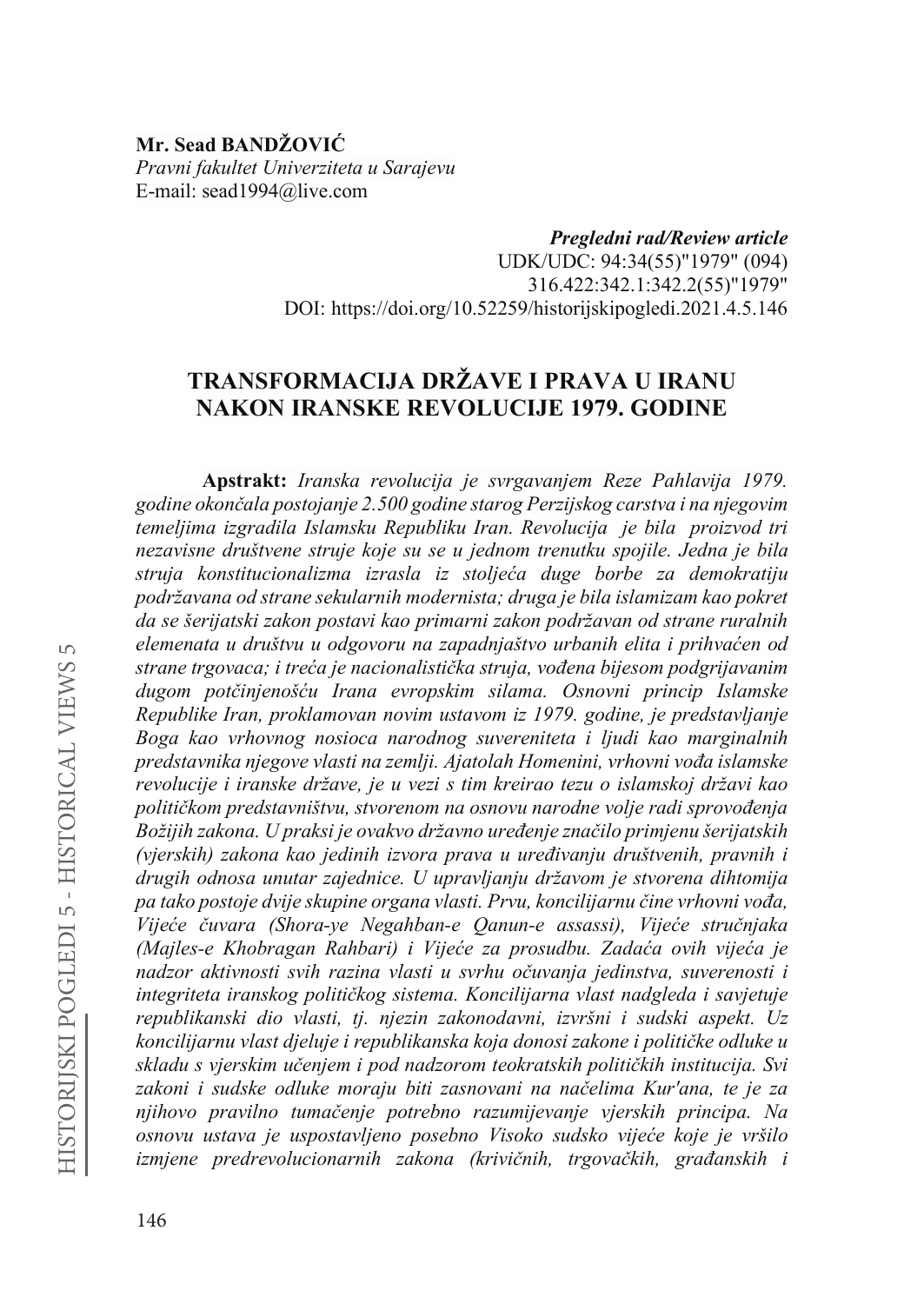**Mr. Sead BANDŽOVIĆ**
*Pravni fakultet Univerziteta u Sarajevu*
E-mail: sead1994@live.com

***Pregledni rad/Review article***
UDK/UDC: 94:34(55)"1979" (094)
316.422:342.1:342.2(55)"1979"
DOI: https://doi.org/10.52259/historijskipogledi.2021.4.5.146

# TRANSFORMACIJA DRŽAVE I PRAVA U IRANU NAKON IRANSKE REVOLUCIJE 1979. GODINE

**Apstrakt:** *Iranska revolucija je svrgavanjem Reze Pahlavija 1979. godine okončala postojanje 2.500 godine starog Perzijskog carstva i na njegovim temeljima izgradila Islamsku Republiku Iran. Revolucija je bila proizvod tri nezavisne društvene struje koje su se u jednom trenutku spojile. Jedna je bila struja konstitucionalizma izrasla iz stoljeća duge borbe za demokratiju podržavana od strane sekularnih modernista; druga je bila islamizam kao pokret da se šerijatski zakon postavi kao primarni zakon podržavan od strane ruralnih elemenata u društvu u odgovoru na zapadnjaštvo urbanih elita i prihvaćen od strane trgovaca; i treća je nacionalistička struja, vođena bijesom podgrijavanim dugom potčinjenošću Irana evropskim silama. Osnovni princip Islamske Republike Iran, proklamovan novim ustavom iz 1979. godine, je predstavljanje Boga kao vrhovnog nosioca narodnog suvereniteta i ljudi kao marginalnih predstavnika njegove vlasti na zemlji. Ajatolah Homenini, vrhovni vođa islamske revolucije i iranske države, je u vezi s tim kreirao tezu o islamskoj državi kao političkom predstavništvu, stvorenom na osnovu narodne volje radi sprovođenja Božijih zakona. U praksi je ovakvo državno uređenje značilo primjenu šerijatskih (vjerskih) zakona kao jedinih izvora prava u uređivanju društvenih, pravnih i drugih odnosa unutar zajednice. U upravljanju državom je stvorena dihtomija pa tako postoje dvije skupine organa vlasti. Prvu, koncilijarnu čine vrhovni vođa, Vijeće čuvara (Shora-ye Negahban-e Qanun-e assassi), Vijeće stručnjaka (Majles-e Khobragan Rahbari) i Vijeće za prosudbu. Zadaća ovih vijeća je nadzor aktivnosti svih razina vlasti u svrhu očuvanja jedinstva, suverenosti i integriteta iranskog političkog sistema. Koncilijarna vlast nadgleda i savjetuje republikanski dio vlasti, tj. njezin zakonodavni, izvršni i sudski aspekt. Uz koncilijarnu vlast djeluje i republikanska koja donosi zakone i političke odluke u skladu s vjerskim učenjem i pod nadzorom teokratskih političkih institucija. Svi zakoni i sudske odluke moraju biti zasnovani na načelima Kur'ana, te je za njihovo pravilno tumačenje potrebno razumijevanje vjerskih principa. Na osnovu ustava je uspostavljeno posebno Visoko sudsko vijeće koje je vršilo izmjene predrevolucionarnih zakona (krivičnih, trgovačkih, građanskih i*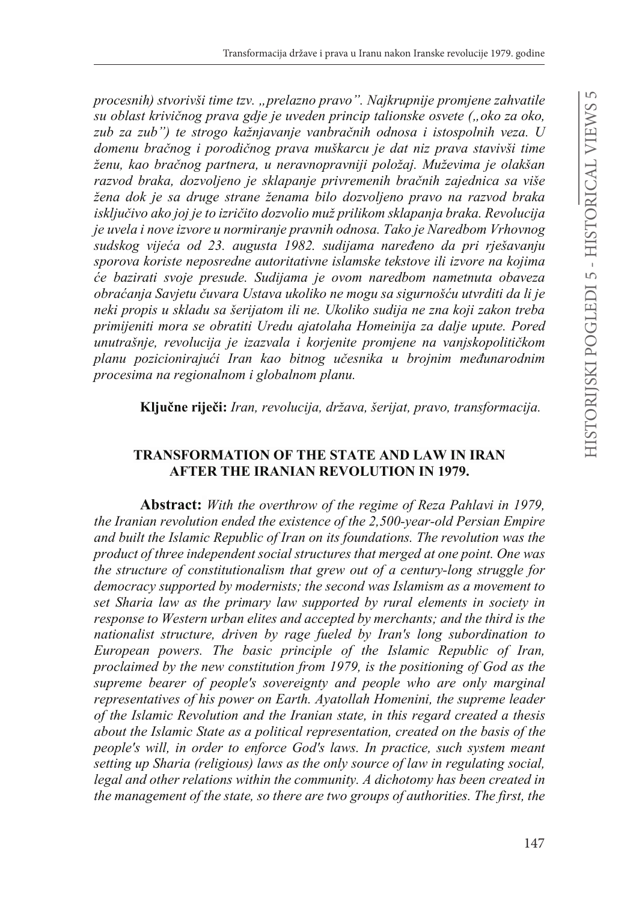*procesnih) stvorivši time tzv. „prelazno pravo". Najkrupnije promjene zahvatile su oblast krivičnog prava gdje je uveden princip talionske osvete („oko za oko, zub za zub") te strogo kažnjavanje vanbračnih odnosa i istospolnih veza. U domenu bračnog i porodičnog prava muškarcu je dat niz prava stavivši time ženu, kao bračnog partnera, u neravnopravniji položaj. Muževima je olakšan razvod braka, dozvoljeno je sklapanje privremenih bračnih zajednica sa više žena dok je sa druge strane ženama bilo dozvoljeno pravo na razvod braka isključivo ako joj je to izričito dozvolio muž prilikom sklapanja braka. Revolucija je uvela i nove izvore u normiranje pravnih odnosa. Tako je Naredbom Vrhovnog sudskog vijeća od 23. augusta 1982. sudijama naređeno da pri rješavanju sporova koriste neposredne autoritativne islamske tekstove ili izvore na kojima će bazirati svoje presude. Sudijama je ovom naredbom nametnuta obaveza obraćanja Savjetu čuvara Ustava ukoliko ne mogu sa sigurnošću utvrditi da li je neki propis u skladu sa šerijatom ili ne. Ukoliko sudija ne zna koji zakon treba primijeniti mora se obratiti Uredu ajatolaha Homeinija za dalje upute. Pored unutrašnje, revolucija je izazvala i korjenite promjene na vanjskopolitičkom planu pozicionirajući Iran kao bitnog učesnika u brojnim međunarodnim procesima na regionalnom i globalnom planu.*

**Ključne riječi:** *Iran, revolucija, država, šerijat, pravo, transformacija.*

## TRANSFORMATION OF THE STATE AND LAW IN IRAN AFTER THE IRANIAN REVOLUTION IN 1979.

**Abstract:** *With the overthrow of the regime of Reza Pahlavi in 1979, the Iranian revolution ended the existence of the 2,500-year-old Persian Empire and built the Islamic Republic of Iran on its foundations. The revolution was the product of three independent social structures that merged at one point. One was the structure of constitutionalism that grew out of a century-long struggle for democracy supported by modernists; the second was Islamism as a movement to set Sharia law as the primary law supported by rural elements in society in response to Western urban elites and accepted by merchants; and the third is the nationalist structure, driven by rage fueled by Iran's long subordination to European powers. The basic principle of the Islamic Republic of Iran, proclaimed by the new constitution from 1979, is the positioning of God as the supreme bearer of people's sovereignty and people who are only marginal representatives of his power on Earth. Ayatollah Homenini, the supreme leader of the Islamic Revolution and the Iranian state, in this regard created a thesis about the Islamic State as a political representation, created on the basis of the people's will, in order to enforce God's laws. In practice, such system meant setting up Sharia (religious) laws as the only source of law in regulating social, legal and other relations within the community. A dichotomy has been created in the management of the state, so there are two groups of authorities. The first, the*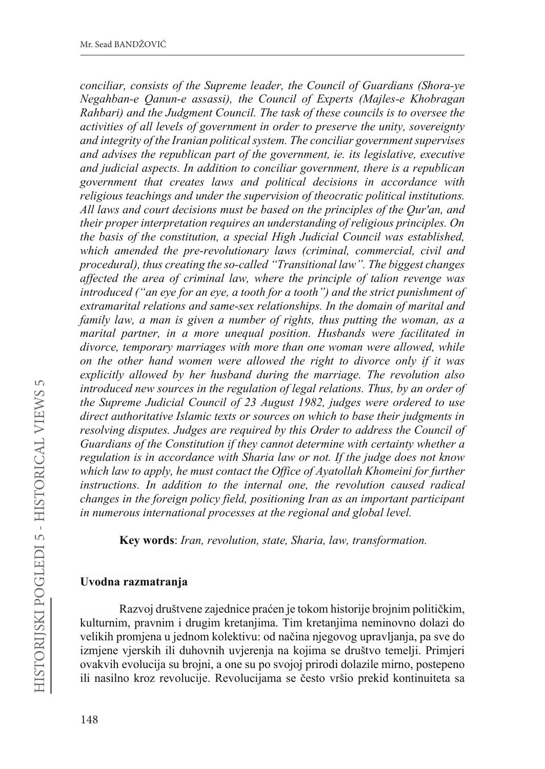*conciliar, consists of the Supreme leader, the Council of Guardians (Shora-ye Negahban-e Qanun-e assassi), the Council of Experts (Majles-e Khobragan Rahbari) and the Judgment Council. The task of these councils is to oversee the activities of all levels of government in order to preserve the unity, sovereignty and integrity of the Iranian political system. The conciliar government supervises and advises the republican part of the government, ie. its legislative, executive and judicial aspects. In addition to conciliar government, there is a republican government that creates laws and political decisions in accordance with religious teachings and under the supervision of theocratic political institutions. All laws and court decisions must be based on the principles of the Qur'an, and their proper interpretation requires an understanding of religious principles. On the basis of the constitution, a special High Judicial Council was established, which amended the pre-revolutionary laws (criminal, commercial, civil and procedural), thus creating the so-called "Transitional law". The biggest changes affected the area of criminal law, where the principle of talion revenge was introduced ("an eye for an eye, a tooth for a tooth") and the strict punishment of extramarital relations and same-sex relationships. In the domain of marital and family law, a man is given a number of rights, thus putting the woman, as a marital partner, in a more unequal position. Husbands were facilitated in divorce, temporary marriages with more than one woman were allowed, while on the other hand women were allowed the right to divorce only if it was explicitly allowed by her husband during the marriage. The revolution also introduced new sources in the regulation of legal relations. Thus, by an order of the Supreme Judicial Council of 23 August 1982, judges were ordered to use direct authoritative Islamic texts or sources on which to base their judgments in resolving disputes. Judges are required by this Order to address the Council of Guardians of the Constitution if they cannot determine with certainty whether a regulation is in accordance with Sharia law or not. If the judge does not know which law to apply, he must contact the Office of Ayatollah Khomeini for further instructions. In addition to the internal one, the revolution caused radical changes in the foreign policy field, positioning Iran as an important participant in numerous international processes at the regional and global level.*

**Key words**: *Iran, revolution, state, Sharia, law, transformation.*

## Uvodna razmatranja

Razvoj društvene zajednice praćen je tokom historije brojnim političkim, kulturnim, pravnim i drugim kretanjima. Tim kretanjima neminovno dolazi do velikih promjena u jednom kolektivu: od načina njegovog upravljanja, pa sve do izmjene vjerskih ili duhovnih uvjerenja na kojima se društvo temelji. Primjeri ovakvih evolucija su brojni, a one su po svojoj prirodi dolazile mirno, postepeno ili nasilno kroz revolucije. Revolucijama se često vršio prekid kontinuiteta sa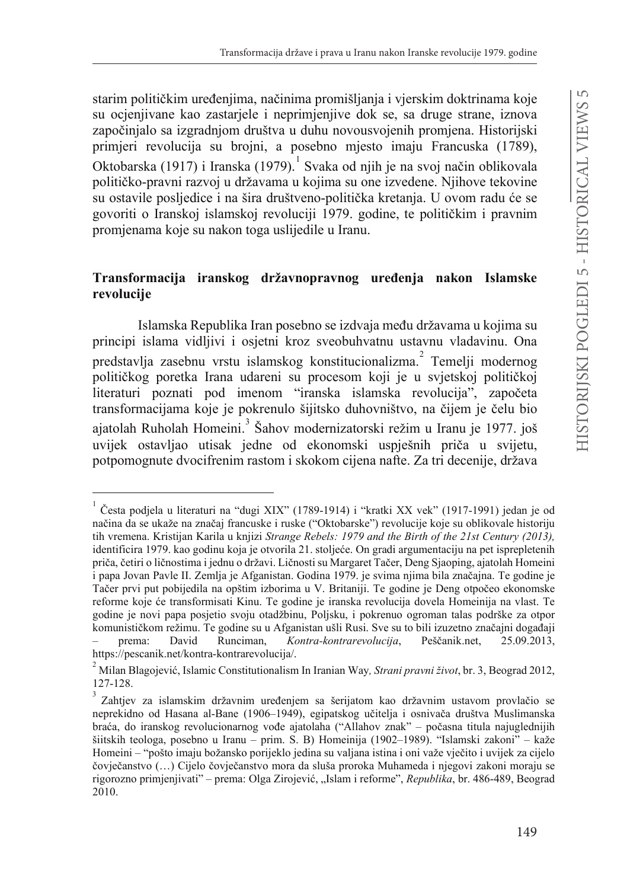starim političkim uređenjima, načinima promišljanja i vjerskim doktrinama koje su ocjenjivane kao zastarjele i neprimjenjive dok se, sa druge strane, iznova započinjalo sa izgradnjom društva u duhu novousvojenih promjena. Historijski primjeri revolucija su brojni, a posebno mjesto imaju Francuska (1789), Oktobarska (1917) i Iranska (1979).[1] Svaka od njih je na svoj način oblikovala političko-pravni razvoj u državama u kojima su one izvedene. Njihove tekovine su ostavile posljedice i na šira društveno-politička kretanja. U ovom radu će se govoriti o Iranskoj islamskoj revoluciji 1979. godine, te političkim i pravnim promjenama koje su nakon toga uslijedile u Iranu.

## Transformacija iranskog državnopravnog uređenja nakon Islamske revolucije

Islamska Republika Iran posebno se izdvaja među državama u kojima su principi islama vidljivi i osjetni kroz sveobuhvatnu ustavnu vladavinu. Ona predstavlja zasebnu vrstu islamskog konstitucionalizma.[2] Temelji modernog političkog poretka Irana udareni su procesom koji je u svjetskoj političkoj literaturi poznati pod imenom "iranska islamska revolucija", započeta transformacijama koje je pokrenulo šijitsko duhovništvo, na čijem je čelu bio ajatolah Ruholah Homeini.[3] Šahov modernizatorski režim u Iranu je 1977. još uvijek ostavljao utisak jedne od ekonomski uspješnih priča u svijetu, potpomognute dvocifrenim rastom i skokom cijena nafte. Za tri decenije, država

---

[1] Česta podjela u literaturi na "dugi XIX" (1789-1914) i "kratki XX vek" (1917-1991) jedan je od načina da se ukaže na značaj francuske i ruske ("Oktobarske") revolucije koje su oblikovale historiju tih vremena. Kristijan Karila u knjizi *Strange Rebels: 1979 and the Birth of the 21st Century (2013),* identificira 1979. kao godinu koja je otvorila 21. stoljeće. On gradi argumentaciju na pet isprepletenih priča, četiri o ličnostima i jednu o državi. Ličnosti su Margaret Tačer, Deng Sjaoping, ajatolah Homeini i papa Jovan Pavle II. Zemlja je Afganistan. Godina 1979. je svima njima bila značajna. Te godine je Tačer prvi put pobijedila na opštim izborima u V. Britaniji. Te godine je Deng otpočeo ekonomske reforme koje će transformisati Kinu. Te godine je iranska revolucija dovela Homeinija na vlast. Te godine je novi papa posjetio svoju otadžbinu, Poljsku, i pokrenuo ogroman talas podrške za otpor komunističkom režimu. Te godine su u Afganistan ušli Rusi. Sve su to bili izuzetno značajni događaji – prema: David Runciman, *Kontra-kontrarevolucija*, Peščanik.net, 25.09.2013, https://pescanik.net/kontra-kontrarevolucija/.

[2] Milan Blagojević, Islamic Constitutionalism In Iranian Way*, Strani pravni život*, br. 3, Beograd 2012, 127-128.

[3] Zahtjev za islamskim državnim uređenjem sa šerijatom kao državnim ustavom provlačio se neprekidno od Hasana al-Bane (1906–1949), egipatskog učitelja i osnivača društva Muslimanska braća, do iranskog revolucionarnog vođe ajatolaha ("Allahov znak" – počasna titula najuglednijih šiitskih teologa, posebno u Iranu – prim. S. B) Homeinija (1902–1989). "Islamski zakoni" – kaže Homeini – "pošto imaju božansko porijeklo jedina su valjana istina i oni važe vječito i uvijek za cijelo čovječanstvo (…) Cijelo čovječanstvo mora da sluša proroka Muhameda i njegovi zakoni moraju se rigorozno primjenjivati" – prema: Olga Zirojević, „Islam i reforme", *Republika*, br. 486-489, Beograd 2010.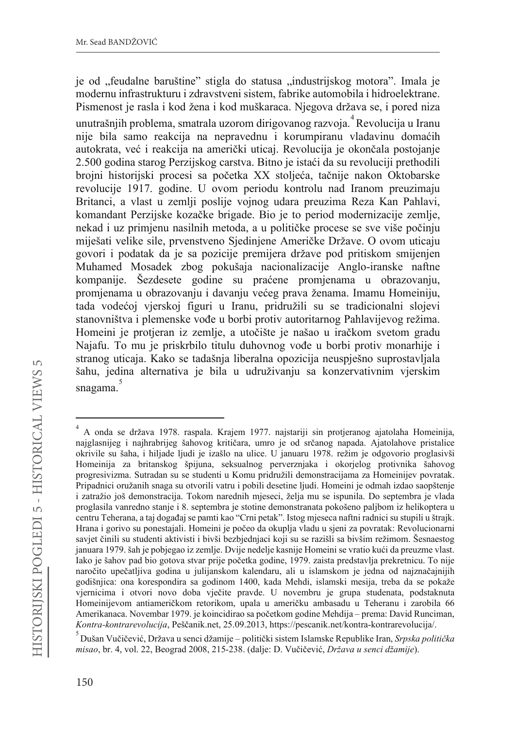je od „feudalne baruštine" stigla do statusa „industrijskog motora". Imala je modernu infrastrukturu i zdravstveni sistem, fabrike automobila i hidroelektrane. Pismenost je rasla i kod žena i kod muškaraca. Njegova država se, i pored niza unutrašnjih problema, smatrala uzorom dirigovanog razvoja.[4] Revolucija u Iranu nije bila samo reakcija na nepravednu i korumpiranu vladavinu domaćih autokrata, već i reakcija na američki uticaj. Revolucija je okončala postojanje 2.500 godina starog Perzijskog carstva. Bitno je istaći da su revoluciji prethodili brojni historijski procesi sa početka XX stoljeća, tačnije nakon Oktobarske revolucije 1917. godine. U ovom periodu kontrolu nad Iranom preuzimaju Britanci, a vlast u zemlji poslije vojnog udara preuzima Reza Kan Pahlavi, komandant Perzijske kozačke brigade. Bio je to period modernizacije zemlje, nekad i uz primjenu nasilnih metoda, a u političke procese se sve više počinju miješati velike sile, prvenstveno Sjedinjene Američke Države. O ovom uticaju govori i podatak da je sa pozicije premijera države pod pritiskom smijenjen Muhamed Mosadek zbog pokušaja nacionalizacije Anglo-iranske naftne kompanije. Šezdesete godine su praćene promjenama u obrazovanju, promjenama u obrazovanju i davanju većeg prava ženama. Imamu Homeiniju, tada vodećoj vjerskoj figuri u Iranu, pridružili su se tradicionalni slojevi stanovništva i plemenske vođe u borbi protiv autoritarnog Pahlavijevog režima. Homeini je protjeran iz zemlje, a utočište je našao u iračkom svetom gradu Najafu. To mu je priskrbilo titulu duhovnog vođe u borbi protiv monarhije i stranog uticaja. Kako se tadašnja liberalna opozicija neuspješno suprostavljala šahu, jedina alternativa je bila u udruživanju sa konzervativnim vjerskim snagama.[5]

---

[4] A onda se država 1978. raspala. Krajem 1977. najstariji sin protjeranog ajatolaha Homeinija, najglasnijeg i najhrabrijeg šahovog kritičara, umro je od srčanog napada. Ajatolahove pristalice okrivile su šaha, i hiljade ljudi je izašlo na ulice. U januaru 1978. režim je odgovorio proglasivši Homeinija za britanskog špijuna, seksualnog perverznjaka i okorjelog protivnika šahovog progresivizma. Sutradan su se studenti u Komu pridružili demonstracijama za Homeinijev povratak. Pripadnici oružanih snaga su otvorili vatru i pobili desetine ljudi. Homeini je odmah izdao saopštenje i zatražio još demonstracija. Tokom narednih mjeseci, želja mu se ispunila. Do septembra je vlada proglasila vanredno stanje i 8. septembra je stotine demonstranata pokošeno paljbom iz helikoptera u centru Teherana, a taj događaj se pamti kao "Crni petak". Istog mjeseca naftni radnici su stupili u štrajk. Hrana i gorivo su ponestajali. Homeini je počeo da okuplja vladu u sjeni za povratak: Revolucionarni savjet činili su studenti aktivisti i bivši bezbjednjaci koji su se razišli sa bivšim režimom. Šesnaestog januara 1979. šah je pobjegao iz zemlje. Dvije nedelje kasnije Homeini se vratio kući da preuzme vlast. Iako je šahov pad bio gotova stvar prije početka godine, 1979. zaista predstavlja prekretnicu. To nije naročito upečatljiva godina u julijanskom kalendaru, ali u islamskom je jedna od najznačajnijih godišnjica: ona korespondira sa godinom 1400, kada Mehdi, islamski mesija, treba da se pokaže vjernicima i otvori novo doba vječite pravde. U novembru je grupa studenata, podstaknuta Homeinijevom antiameričkom retorikom, upala u američku ambasadu u Teheranu i zarobila 66 Amerikanaca. Novembar 1979. je koincidirao sa početkom godine Mehdija – prema: David Runciman, *Kontra-kontrarevolucija*, Peščanik.net, 25.09.2013, https://pescanik.net/kontra-kontrarevolucija/.

[5] Dušan Vučičević, Država u senci džamije – politički sistem Islamske Republike Iran, *Srpska politička misao*, br. 4, vol. 22, Beograd 2008, 215-238. (dalje: D. Vučičević, *Država u senci džamije*).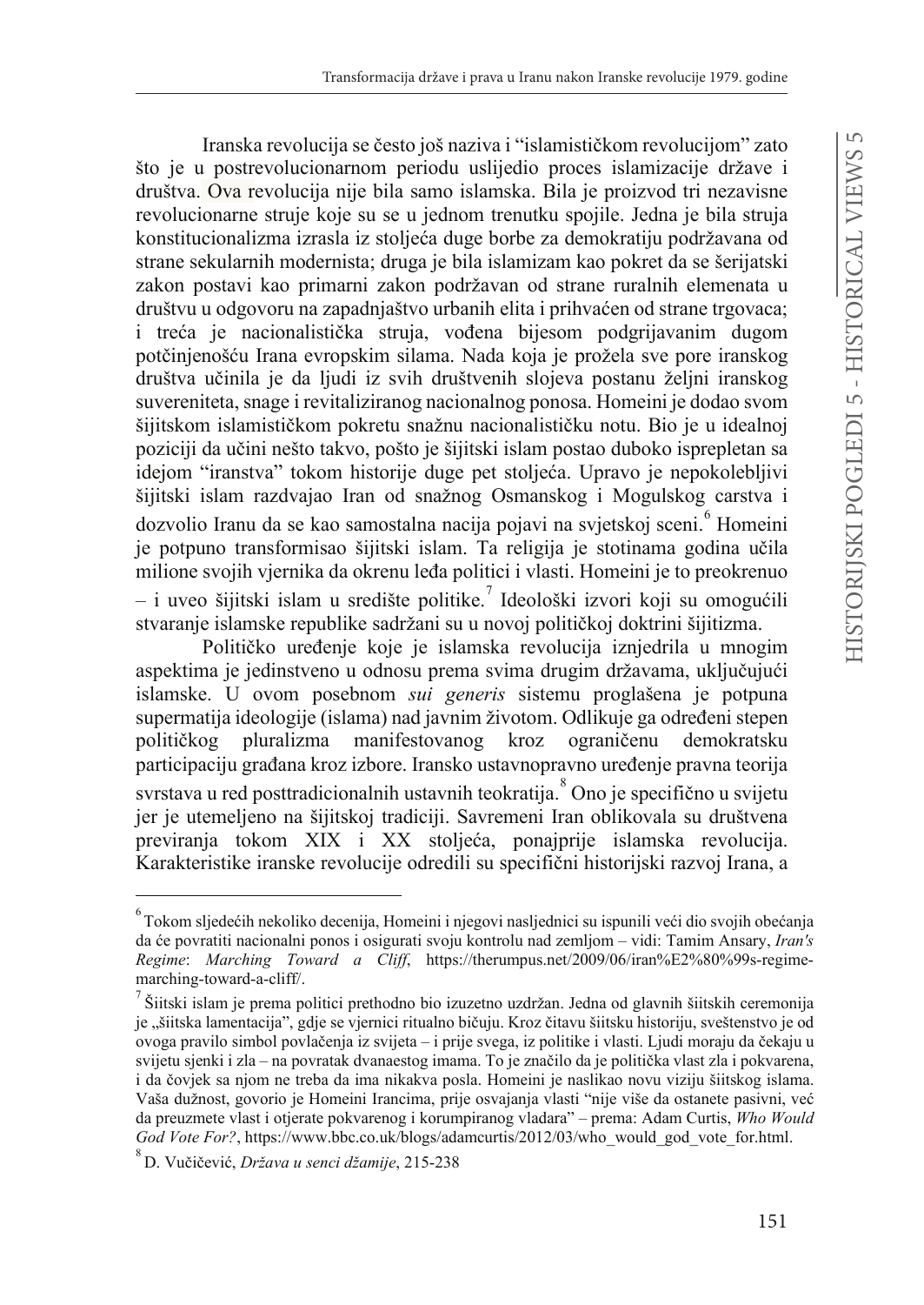Iranska revolucija se često još naziva i "islamističkom revolucijom" zato što je u postrevolucionarnom periodu uslijedio proces islamizacije države i društva. Ova revolucija nije bila samo islamska. Bila je proizvod tri nezavisne revolucionarne struje koje su se u jednom trenutku spojile. Jedna je bila struja konstitucionalizma izrasla iz stoljeća duge borbe za demokratiju podržavana od strane sekularnih modernista; druga je bila islamizam kao pokret da se šerijatski zakon postavi kao primarni zakon podržavan od strane ruralnih elemenata u društvu u odgovoru na zapadnjaštvo urbanih elita i prihvaćen od strane trgovaca; i treća je nacionalistička struja, vođena bijesom podgrijavanim dugom potčinjenošću Irana evropskim silama. Nada koja je prožela sve pore iranskog društva učinila je da ljudi iz svih društvenih slojeva postanu željni iranskog suvereniteta, snage i revitaliziranog nacionalnog ponosa. Homeini je dodao svom šijitskom islamističkom pokretu snažnu nacionalističku notu. Bio je u idealnoj poziciji da učini nešto takvo, pošto je šijitski islam postao duboko isprepletan sa idejom "iranstva" tokom historije duge pet stoljeća. Upravo je nepokolebljivi šijitski islam razdvajao Iran od snažnog Osmanskog i Mogulskog carstva i dozvolio Iranu da se kao samostalna nacija pojavi na svjetskoj sceni.[6] Homeini je potpuno transformisao šijitski islam. Ta religija je stotinama godina učila milione svojih vjernika da okrenu leđa politici i vlasti. Homeini je to preokrenuo – i uveo šijitski islam u središte politike.[7] Ideološki izvori koji su omogućili stvaranje islamske republike sadržani su u novoj političkoj doktrini šijitizma.

Političko uređenje koje je islamska revolucija iznjedrila u mnogim aspektima je jedinstveno u odnosu prema svima drugim državama, uključujući islamske. U ovom posebnom *sui generis* sistemu proglašena je potpuna supermatija ideologije (islama) nad javnim životom. Odlikuje ga određeni stepen političkog pluralizma manifestovanog kroz ograničenu demokratsku participaciju građana kroz izbore. Iransko ustavnopravno uređenje pravna teorija svrstava u red posttradicionalnih ustavnih teokratija.[8] Ono je specifično u svijetu jer je utemeljeno na šijitskoj tradiciji. Savremeni Iran oblikovala su društvena previranja tokom XIX i XX stoljeća, ponajprije islamska revolucija. Karakteristike iranske revolucije odredili su specifični historijski razvoj Irana, a

---

[6] Tokom sljedećih nekoliko decenija, Homeini i njegovi nasljednici su ispunili veći dio svojih obećanja da će povratiti nacionalni ponos i osigurati svoju kontrolu nad zemljom – vidi: Tamim Ansary, *Iran's Regime: Marching Toward a Cliff*, https://therumpus.net/2009/06/iran%E2%80%99s-regime-marching-toward-a-cliff/.

[7] Šiitski islam je prema politici prethodno bio izuzetno uzdržan. Jedna od glavnih šiitskih ceremonija je „šiitska lamentacija", gdje se vjernici ritualno bičuju. Kroz čitavu šiitsku historiju, sveštenstvo je od ovoga pravilo simbol povlačenja iz svijeta – i prije svega, iz politike i vlasti. Ljudi moraju da čekaju u svijetu sjenki i zla – na povratak dvanaestog imama. To je značilo da je politička vlast zla i pokvarena, i da čovjek sa njom ne treba da ima nikakva posla. Homeini je naslikao novu viziju šiitskog islama. Vaša dužnost, govorio je Homeini Irancima, prije osvajanja vlasti "nije više da ostanete pasivni, već da preuzmete vlast i otjerate pokvarenog i korumpiranog vladara" – prema: Adam Curtis, *Who Would God Vote For?*, https://www.bbc.co.uk/blogs/adamcurtis/2012/03/who_would_god_vote_for.html.

[8] D. Vučičević, *Država u senci džamije*, 215-238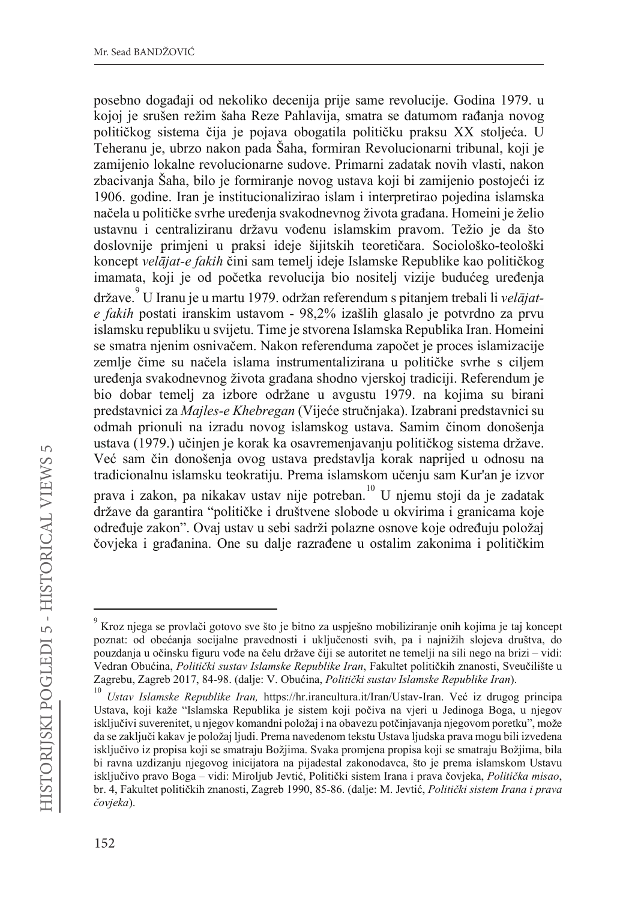posebno događaji od nekoliko decenija prije same revolucije. Godina 1979. u kojoj je srušen režim šaha Reze Pahlavija, smatra se datumom rađanja novog političkog sistema čija je pojava obogatila političku praksu XX stoljeća. U Teheranu je, ubrzo nakon pada Šaha, formiran Revolucionarni tribunal, koji je zamijenio lokalne revolucionarne sudove. Primarni zadatak novih vlasti, nakon zbacivanja Šaha, bilo je formiranje novog ustava koji bi zamijenio postojeći iz 1906. godine. Iran je institucionalizirao islam i interpretirao pojedina islamska načela u političke svrhe uređenja svakodnevnog života građana. Homeini je želio ustavnu i centraliziranu državu vođenu islamskim pravom. Težio je da što doslovnije primjeni u praksi ideje šijitskih teoretičara. Sociološko-teološki koncept *velājat-e fakih* čini sam temelj ideje Islamske Republike kao političkog imamata, koji je od početka revolucija bio nositelj vizije budućeg uređenja države.[9] U Iranu je u martu 1979. održan referendum s pitanjem trebali li *velājat-e fakih* postati iranskim ustavom - 98,2% izašlih glasalo je potvrdno za prvu islamsku republiku u svijetu. Time je stvorena Islamska Republika Iran. Homeini se smatra njenim osnivačem. Nakon referenduma započet je proces islamizacije zemlje čime su načela islama instrumentalizirana u političke svrhe s ciljem uređenja svakodnevnog života građana shodno vjerskoj tradiciji. Referendum je bio dobar temelj za izbore održane u avgustu 1979. na kojima su birani predstavnici za *Majles-e Khebregan* (Vijeće stručnjaka). Izabrani predstavnici su odmah prionuli na izradu novog islamskog ustava. Samim činom donošenja ustava (1979.) učinjen je korak ka osavremenjavanju političkog sistema države. Već sam čin donošenja ovog ustava predstavlja korak naprijed u odnosu na tradicionalnu islamsku teokratiju. Prema islamskom učenju sam Kur'an je izvor prava i zakon, pa nikakav ustav nije potreban.[10] U njemu stoji da je zadatak države da garantira "političke i društvene slobode u okvirima i granicama koje određuje zakon". Ovaj ustav u sebi sadrži polazne osnove koje određuju položaj čovjeka i građanina. One su dalje razrađene u ostalim zakonima i političkim

---

[9] Kroz njega se provlači gotovo sve što je bitno za uspješno mobiliziranje onih kojima je taj koncept poznat: od obećanja socijalne pravednosti i uključenosti svih, pa i najnižih slojeva društva, do pouzdanja u očinsku figuru vođe na čelu države čiji se autoritet ne temelji na sili nego na brizi – vidi: Vedran Obućina, *Politički sustav Islamske Republike Iran*, Fakultet političkih znanosti, Sveučilište u Zagrebu, Zagreb 2017, 84-98. (dalje: V. Obućina, *Politički sustav Islamske Republike Iran*).

[10] *Ustav Islamske Republike Iran,* https://hr.irancultura.it/Iran/Ustav-Iran. Već iz drugog principa Ustava, koji kaže "Islamska Republika je sistem koji počiva na vjeri u Jedinoga Boga, u njegov isključivi suverenitet, u njegov komandni položaj i na obavezu potčinjavanja njegovom poretku", može da se zaključi kakav je položaj ljudi. Prema navedenom tekstu Ustava ljudska prava mogu bili izvedena isključivo iz propisa koji se smatraju Božjima. Svaka promjena propisa koji se smatraju Božjima, bila bi ravna uzdizanju njegovog inicijatora na pijadestal zakonodavca, što je prema islamskom Ustavu isključivo pravo Boga – vidi: Miroljub Jevtić, Politički sistem Irana i prava čovjeka, *Politička misao*, br. 4, Fakultet političkih znanosti, Zagreb 1990, 85-86. (dalje: M. Jevtić, *Politički sistem Irana i prava čovjeka*).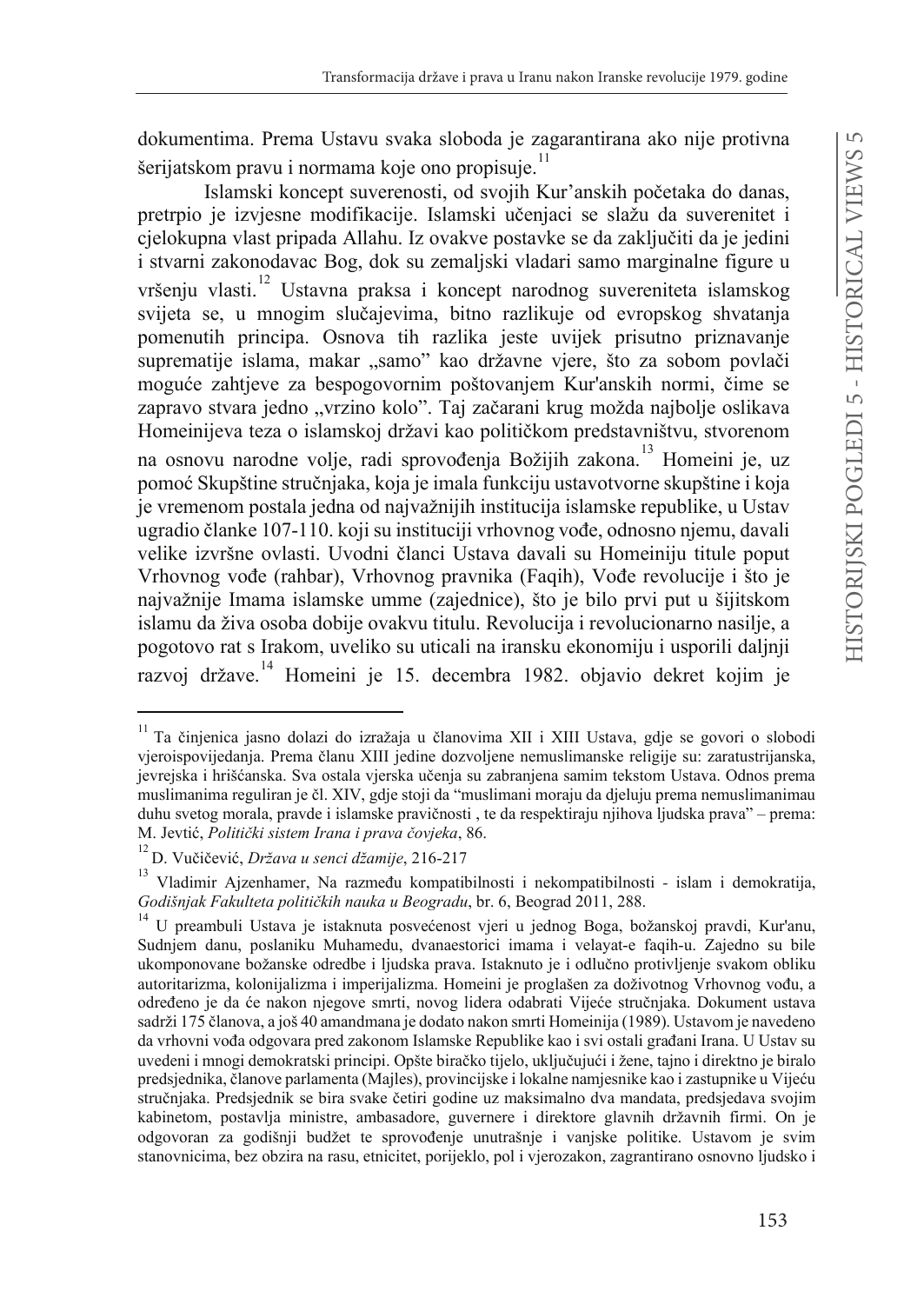dokumentima. Prema Ustavu svaka sloboda je zagarantirana ako nije protivna šerijatskom pravu i normama koje ono propisuje.[11]

Islamski koncept suverenosti, od svojih Kur'anskih početaka do danas, pretrpio je izvjesne modifikacije. Islamski učenjaci se slažu da suverenitet i cjelokupna vlast pripada Allahu. Iz ovakve postavke se da zaključiti da je jedini i stvarni zakonodavac Bog, dok su zemaljski vladari samo marginalne figure u vršenju vlasti.[12] Ustavna praksa i koncept narodnog suvereniteta islamskog svijeta se, u mnogim slučajevima, bitno razlikuje od evropskog shvatanja pomenutih principa. Osnova tih razlika jeste uvijek prisutno priznavanje suprematije islama, makar „samo" kao državne vjere, što za sobom povlači moguće zahtjeve za bespogovornim poštovanjem Kur'anskih normi, čime se zapravo stvara jedno „vrzino kolo". Taj začarani krug možda najbolje oslikava Homeinijeva teza o islamskoj državi kao političkom predstavništvu, stvorenom na osnovu narodne volje, radi sprovođenja Božijih zakona.[13] Homeini je, uz pomoć Skupštine stručnjaka, koja je imala funkciju ustavotvorne skupštine i koja je vremenom postala jedna od najvažnijih institucija islamske republike, u Ustav ugradio članke 107-110. koji su instituciji vrhovnog vođe, odnosno njemu, davali velike izvršne ovlasti. Uvodni članci Ustava davali su Homeiniju titule poput Vrhovnog vođe (rahbar), Vrhovnog pravnika (Faqih), Vođe revolucije i što je najvažnije Imama islamske umme (zajednice), što je bilo prvi put u šijitskom islamu da živa osoba dobije ovakvu titulu. Revolucija i revolucionarno nasilje, a pogotovo rat s Irakom, uveliko su uticali na iransku ekonomiju i usporili daljnji razvoj države.[14] Homeini je 15. decembra 1982. objavio dekret kojim je

---

[11] Ta činjenica jasno dolazi do izražaja u članovima XII i XIII Ustava, gdje se govori o slobodi vjeroispovijedanja. Prema članu XIII jedine dozvoljene nemuslimanske religije su: zaratustrijanska, jevrejska i hrišćanska. Sva ostala vjerska učenja su zabranjena samim tekstom Ustava. Odnos prema muslimanima reguliran je čl. XIV, gdje stoji da "muslimani moraju da djeluju prema nemuslimanimau duhu svetog morala, pravde i islamske pravičnosti , te da respektiraju njihova ljudska prava" – prema: M. Jevtić, *Politički sistem Irana i prava čovjeka*, 86.

[12] D. Vučičević, *Država u senci džamije*, 216-217

[13] Vladimir Ajzenhamer, Na razmeđu kompatibilnosti i nekompatibilnosti - islam i demokratija, *Godišnjak Fakulteta političkih nauka u Beogradu*, br. 6, Beograd 2011, 288.

[14] U preambuli Ustava je istaknuta posvećenost vjeri u jednog Boga, božanskoj pravdi, Kur'anu, Sudnjem danu, poslaniku Muhamedu, dvanaestorici imama i velayat-e faqih-u. Zajedno su bile ukomponovane božanske odredbe i ljudska prava. Istaknuto je i odlučno protivljenje svakom obliku autoritarizma, kolonijalizma i imperijalizma. Homeini je proglašen za doživotnog Vrhovnog vođu, a određeno je da će nakon njegove smrti, novog lidera odabrati Vijeće stručnjaka. Dokument ustava sadrži 175 članova, a još 40 amandmana je dodato nakon smrti Homeinija (1989). Ustavom je navedeno da vrhovni vođa odgovara pred zakonom Islamske Republike kao i svi ostali građani Irana. U Ustav su uvedeni i mnogi demokratski principi. Opšte biračko tijelo, uključujući i žene, tajno i direktno je biralo predsjednika, članove parlamenta (Majles), provincijske i lokalne namjesnike kao i zastupnike u Vijeću stručnjaka. Predsjednik se bira svake četiri godine uz maksimalno dva mandata, predsjedava svojim kabinetom, postavlja ministre, ambasadore, guvernere i direktore glavnih državnih firmi. On je odgovoran za godišnji budžet te sprovođenje unutrašnje i vanjske politike. Ustavom je svim stanovnicima, bez obzira na rasu, etnicitet, porijeklo, pol i vjerozakon, zagrantirano osnovno ljudsko i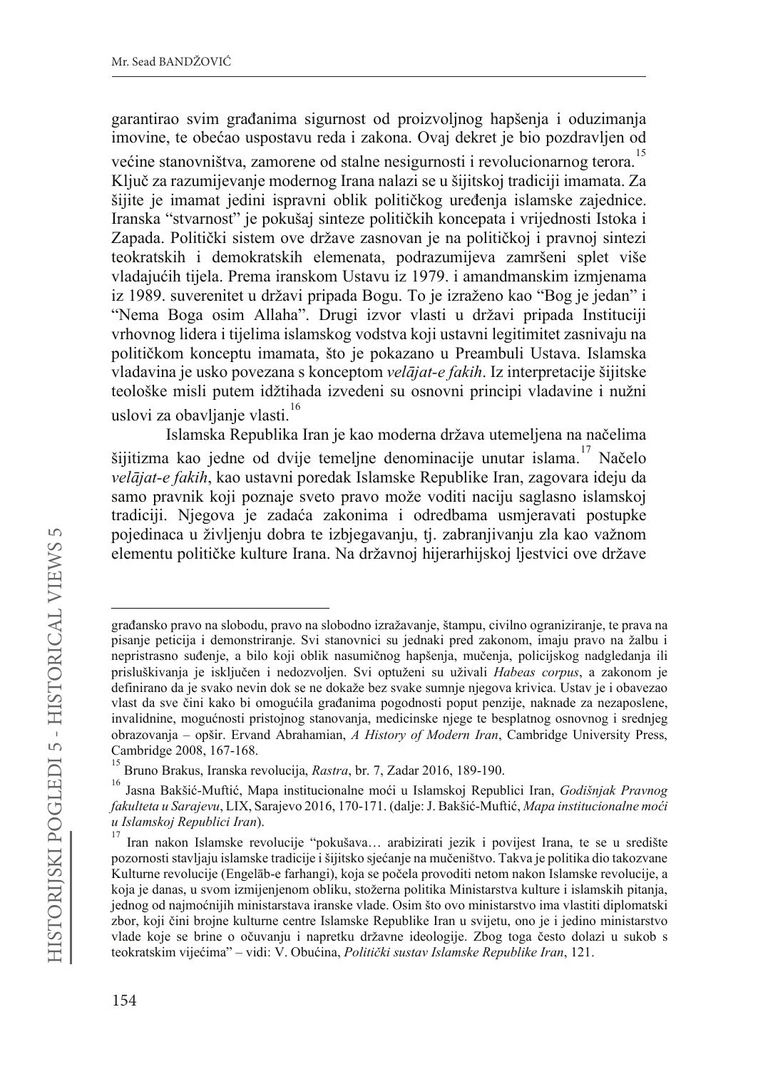garantirao svim građanima sigurnost od proizvoljnog hapšenja i oduzimanja imovine, te obećao uspostavu reda i zakona. Ovaj dekret je bio pozdravljen od većine stanovništva, zamorene od stalne nesigurnosti i revolucionarnog terora.[15] Ključ za razumijevanje modernog Irana nalazi se u šijitskoj tradiciji imamata. Za šijite je imamat jedini ispravni oblik političkog uređenja islamske zajednice. Iranska "stvarnost" je pokušaj sinteze političkih koncepata i vrijednosti Istoka i Zapada. Politički sistem ove države zasnovan je na političkoj i pravnoj sintezi teokratskih i demokratskih elemenata, podrazumijeva zamršeni splet više vladajućih tijela. Prema iranskom Ustavu iz 1979. i amandmanskim izmjenama iz 1989. suverenitet u državi pripada Bogu. To je izraženo kao "Bog je jedan" i "Nema Boga osim Allaha". Drugi izvor vlasti u državi pripada Instituciji vrhovnog lidera i tijelima islamskog vodstva koji ustavni legitimitet zasnivaju na političkom konceptu imamata, što je pokazano u Preambuli Ustava. Islamska vladavina je usko povezana s konceptom *velājat-e fakih*. Iz interpretacije šijitske teološke misli putem idžtihada izvedeni su osnovni principi vladavine i nužni uslovi za obavljanje vlasti.[16]

Islamska Republika Iran je kao moderna država utemeljena na načelima šijitizma kao jedne od dvije temeljne denominacije unutar islama.[17] Načelo *velājat-e fakih*, kao ustavni poredak Islamske Republike Iran, zagovara ideju da samo pravnik koji poznaje sveto pravo može voditi naciju saglasno islamskoj tradiciji. Njegova je zadaća zakonima i odredbama usmjeravati postupke pojedinaca u življenju dobra te izbjegavanju, tj. zabranjivanju zla kao važnom elementu političke kulture Irana. Na državnoj hijerarhijskoj ljestvici ove države

---

građansko pravo na slobodu, pravo na slobodno izražavanje, štampu, civilno ograniziranje, te prava na pisanje peticija i demonstriranje. Svi stanovnici su jednaki pred zakonom, imaju pravo na žalbu i nepristrasno suđenje, a bilo koji oblik nasumičnog hapšenja, mučenja, policijskog nadgledanja ili prisluškivanja je isključen i nedozvoljen. Svi optuženi su uživali *Habeas corpus*, a zakonom je definirano da je svako nevin dok se ne dokaže bez svake sumnje njegova krivica. Ustav je i obavezao vlast da sve čini kako bi omogućila građanima pogodnosti poput penzije, naknade za nezaposlene, invalidnine, mogućnosti pristojnog stanovanja, medicinske njege te besplatnog osnovnog i srednjeg obrazovanja – opšir. Ervand Abrahamian, *A History of Modern Iran*, Cambridge University Press, Cambridge 2008, 167-168.

[15] Bruno Brakus, Iranska revolucija, *Rastra*, br. 7, Zadar 2016, 189-190.

[16] Jasna Bakšić-Muftić, Mapa institucionalne moći u Islamskoj Republici Iran, *Godišnjak Pravnog fakulteta u Sarajevu*, LIX, Sarajevo 2016, 170-171. (dalje: J. Bakšić-Muftić, *Mapa institucionalne moći u Islamskoj Republici Iran*).

[17] Iran nakon Islamske revolucije "pokušava… arabizirati jezik i povijest Irana, te se u središte pozornosti stavljaju islamske tradicije i šijitsko sjećanje na mučeništvo. Takva je politika dio takozvane Kulturne revolucije (Engelāb-e farhangi), koja se počela provoditi netom nakon Islamske revolucije, a koja je danas, u svom izmijenjenom obliku, stožerna politika Ministarstva kulture i islamskih pitanja, jednog od najmoćnijih ministarstava iranske vlade. Osim što ovo ministarstvo ima vlastiti diplomatski zbor, koji čini brojne kulturne centre Islamske Republike Iran u svijetu, ono je i jedino ministarstvo vlade koje se brine o očuvanju i napretku državne ideologije. Zbog toga često dolazi u sukob s teokratskim vijećima" – vidi: V. Obućina, *Politički sustav Islamske Republike Iran*, 121.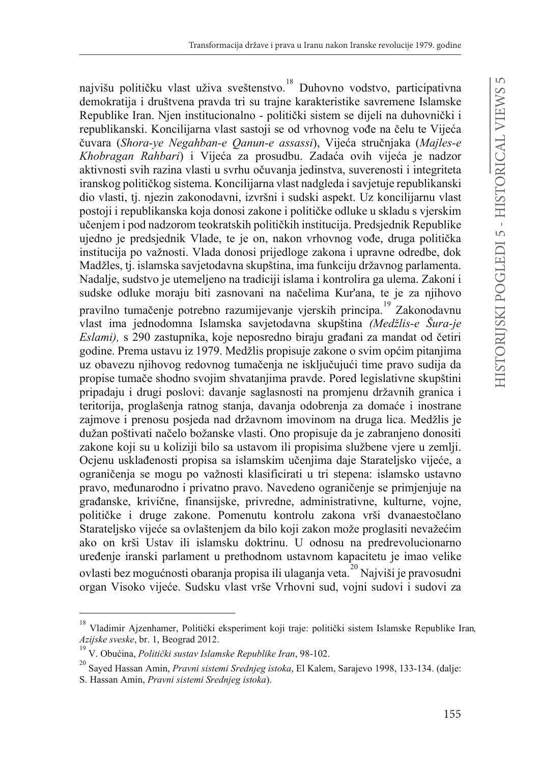najvišu političku vlast uživa sveštenstvo.[18] Duhovno vodstvo, participativna demokratija i društvena pravda tri su trajne karakteristike savremene Islamske Republike Iran. Njen institucionalno - politički sistem se dijeli na duhovnički i republikanski. Koncilijarna vlast sastoji se od vrhovnog vođe na čelu te Vijeća čuvara (*Shora-ye Negahban-e Qanun-e assassi*), Vijeća stručnjaka (*Majles-e Khobragan Rahbari*) i Vijeća za prosudbu. Zadaća ovih vijeća je nadzor aktivnosti svih razina vlasti u svrhu očuvanja jedinstva, suverenosti i integriteta iranskog političkog sistema. Koncilijarna vlast nadgleda i savjetuje republikanski dio vlasti, tj. njezin zakonodavni, izvršni i sudski aspekt. Uz koncilijarnu vlast postoji i republikanska koja donosi zakone i političke odluke u skladu s vjerskim učenjem i pod nadzorom teokratskih političkih institucija. Predsjednik Republike ujedno je predsjednik Vlade, te je on, nakon vrhovnog vođe, druga politička institucija po važnosti. Vlada donosi prijedloge zakona i upravne odredbe, dok Madžles, tj. islamska savjetodavna skupština, ima funkciju državnog parlamenta. Nadalje, sudstvo je utemeljeno na tradiciji islama i kontrolira ga ulema. Zakoni i sudske odluke moraju biti zasnovani na načelima Kur'ana, te je za njihovo pravilno tumačenje potrebno razumijevanje vjerskih principa.[19] Zakonodavnu vlast ima jednodomna Islamska savjetodavna skupština *(Medžlis-e Šura-je Eslami),* s 290 zastupnika, koje neposredno biraju građani za mandat od četiri godine. Prema ustavu iz 1979. Medžlis propisuje zakone o svim općim pitanjima uz obavezu njihovog redovnog tumačenja ne isključujući time pravo sudija da propise tumače shodno svojim shvatanjima pravde. Pored legislativne skupštini pripadaju i drugi poslovi: davanje saglasnosti na promjenu državnih granica i teritorija, proglašenja ratnog stanja, davanja odobrenja za domaće i inostrane zajmove i prenosu posjeda nad državnom imovinom na druga lica. Medžlis je dužan poštivati načelo božanske vlasti. Ono propisuje da je zabranjeno donositi zakone koji su u koliziji bilo sa ustavom ili propisima službene vjere u zemlji. Ocjenu usklađenosti propisa sa islamskim učenjima daje Starateljsko vijeće, a ograničenja se mogu po važnosti klasificirati u tri stepena: islamsko ustavno pravo, međunarodno i privatno pravo. Navedeno ograničenje se primjenjuje na građanske, krivične, finansijske, privredne, administrativne, kulturne, vojne, političke i druge zakone. Pomenutu kontrolu zakona vrši dvanaestočlano Starateljsko vijeće sa ovlaštenjem da bilo koji zakon može proglasiti nevažećim ako on krši Ustav ili islamsku doktrinu. U odnosu na predrevolucionarno uređenje iranski parlament u prethodnom ustavnom kapacitetu je imao velike ovlasti bez mogućnosti obaranja propisa ili ulaganja veta.[20] Najviši je pravosudni organ Visoko vijeće. Sudsku vlast vrše Vrhovni sud, vojni sudovi i sudovi za

---

[18] Vladimir Ajzenhamer, Politički eksperiment koji traje: politički sistem Islamske Republike Iran, *Azijske sveske*, br. 1, Beograd 2012.

[19] V. Obućina, *Politički sustav Islamske Republike Iran*, 98-102.

[20] Sayed Hassan Amin, *Pravni sistemi Srednjeg istoka*, El Kalem, Sarajevo 1998, 133-134. (dalje: S. Hassan Amin, *Pravni sistemi Srednjeg istoka*).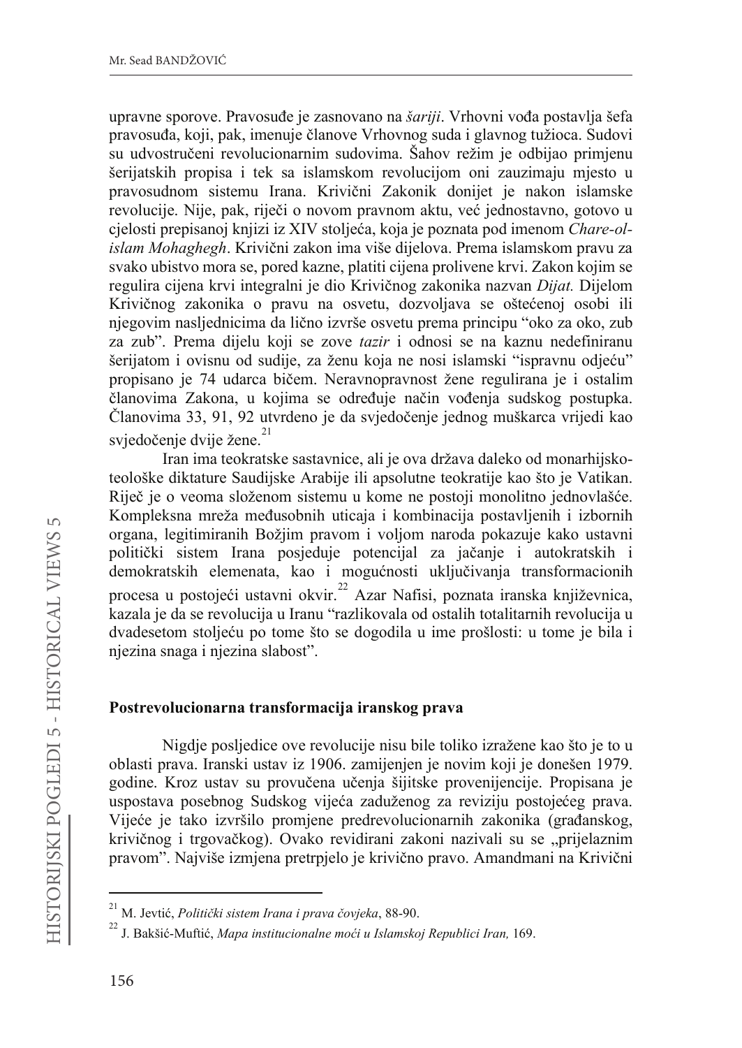upravne sporove. Pravosuđe je zasnovano na *šariji*. Vrhovni vođa postavlja šefa pravosuđa, koji, pak, imenuje članove Vrhovnog suda i glavnog tužioca. Sudovi su udvostručeni revolucionarnim sudovima. Šahov režim je odbijao primjenu šerijatskih propisa i tek sa islamskom revolucijom oni zauzimaju mjesto u pravosudnom sistemu Irana. Krivični Zakonik donijet je nakon islamske revolucije. Nije, pak, riječi o novom pravnom aktu, već jednostavno, gotovo u cjelosti prepisanoj knjizi iz XIV stoljeća, koja je poznata pod imenom *Chare-ol-islam Mohaghegh*. Krivični zakon ima više dijelova. Prema islamskom pravu za svako ubistvo mora se, pored kazne, platiti cijena prolivene krvi. Zakon kojim se regulira cijena krvi integralni je dio Krivičnog zakonika nazvan *Dijat.* Dijelom Krivičnog zakonika o pravu na osvetu, dozvoljava se oštećenoj osobi ili njegovim nasljednicima da lično izvrše osvetu prema principu "oko za oko, zub za zub". Prema dijelu koji se zove *tazir* i odnosi se na kaznu nedefiniranu šerijatom i ovisnu od sudije, za ženu koja ne nosi islamski "ispravnu odjeću" propisano je 74 udarca bičem. Neravnopravnost žene regulirana je i ostalim članovima Zakona, u kojima se određuje način vođenja sudskog postupka. Članovima 33, 91, 92 utvrdeno je da svjedočenje jednog muškarca vrijedi kao svjedočenje dvije žene.[21]

Iran ima teokratske sastavnice, ali je ova država daleko od monarhijsko-teološke diktature Saudijske Arabije ili apsolutne teokratije kao što je Vatikan. Riječ je o veoma složenom sistemu u kome ne postoji monolitno jednovlašće. Kompleksna mreža međusobnih uticaja i kombinacija postavljenih i izbornih organa, legitimiranih Božjim pravom i voljom naroda pokazuje kako ustavni politički sistem Irana posjeduje potencijal za jačanje i autokratskih i demokratskih elemenata, kao i mogućnosti uključivanja transformacionih procesa u postojeći ustavni okvir.[22] Azar Nafisi, poznata iranska književnica, kazala je da se revolucija u Iranu "razlikovala od ostalih totalitarnih revolucija u dvadesetom stoljeću po tome što se dogodila u ime prošlosti: u tome je bila i njezina snaga i njezina slabost".

## Postrevolucionarna transformacija iranskog prava

Nigdje posljedice ove revolucije nisu bile toliko izražene kao što je to u oblasti prava. Iranski ustav iz 1906. zamijenjen je novim koji je donešen 1979. godine. Kroz ustav su provučena učenja šijitske provenijencije. Propisana je uspostava posebnog Sudskog vijeća zaduženog za reviziju postojećeg prava. Vijeće je tako izvršilo promjene predrevolucionarnih zakonika (građanskog, krivičnog i trgovačkog). Ovako revidirani zakoni nazivali su se „prijelaznim pravom". Najviše izmjena pretrpjelo je krivično pravo. Amandmani na Krivični

---

[21] M. Jevtić, *Politički sistem Irana i prava čovjeka*, 88-90.

[22] J. Bakšić-Muftić, *Mapa institucionalne moći u Islamskoj Republici Iran,* 169.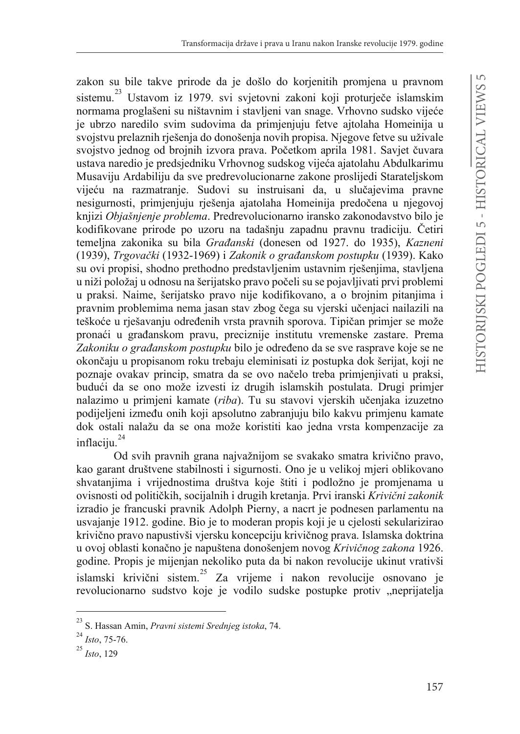zakon su bile takve prirode da je došlo do korjenitih promjena u pravnom sistemu.[23] Ustavom iz 1979. svi svjetovni zakoni koji proturječe islamskim normama proglašeni su ništavnim i stavljeni van snage. Vrhovno sudsko vijeće je ubrzo naredilo svim sudovima da primjenjuju fetve ajtolaha Homeinija u svojstvu prelaznih rješenja do donošenja novih propisa. Njegove fetve su uživale svojstvo jednog od brojnih izvora prava. Početkom aprila 1981. Savjet čuvara ustava naredio je predsjedniku Vrhovnog sudskog vijeća ajatolahu Abdulkarimu Musaviju Ardabiliju da sve predrevolucionarne zakone proslijedi Starateljskom vijeću na razmatranje. Sudovi su instruisani da, u slučajevima pravne nesigurnosti, primjenjuju rješenja ajatolaha Homeinija predočena u njegovoj knjizi *Objašnjenje problema*. Predrevolucionarno iransko zakonodavstvo bilo je kodifikovane prirode po uzoru na tadašnju zapadnu pravnu tradiciju. Četiri temeljna zakonika su bila *Građanski* (donesen od 1927. do 1935), *Kazneni* (1939), *Trgovački* (1932-1969) i *Zakonik o građanskom postupku* (1939). Kako su ovi propisi, shodno prethodno predstavljenim ustavnim rješenjima, stavljena u niži položaj u odnosu na šerijatsko pravo počeli su se pojavljivati prvi problemi u praksi. Naime, šerijatsko pravo nije kodifikovano, a o brojnim pitanjima i pravnim problemima nema jasan stav zbog čega su vjerski učenjaci nailazili na teškoće u rješavanju određenih vrsta pravnih sporova. Tipičan primjer se može pronaći u građanskom pravu, preciznije institutu vremenske zastare. Prema *Zakoniku o građanskom postupku* bilo je određeno da se sve rasprave koje se ne okončaju u propisanom roku trebaju eleminisati iz postupka dok šerijat, koji ne poznaje ovakav princip, smatra da se ovo načelo treba primjenjivati u praksi, budući da se ono može izvesti iz drugih islamskih postulata. Drugi primjer nalazimo u primjeni kamate (*riba*). Tu su stavovi vjerskih učenjaka izuzetno podijeljeni između onih koji apsolutno zabranjuju bilo kakvu primjenu kamate dok ostali nalažu da se ona može koristiti kao jedna vrsta kompenzacije za inflaciju.[24]

Od svih pravnih grana najvažnijom se svakako smatra krivično pravo, kao garant društvene stabilnosti i sigurnosti. Ono je u velikoj mjeri oblikovano shvatanjima i vrijednostima društva koje štiti i podložno je promjenama u ovisnosti od političkih, socijalnih i drugih kretanja. Prvi iranski *Krivični zakonik* izradio je francuski pravnik Adolph Pierny, a nacrt je podnesen parlamentu na usvajanje 1912. godine. Bio je to moderan propis koji je u cjelosti sekularizirao krivično pravo napustivši vjersku koncepciju krivičnog prava. Islamska doktrina u ovoj oblasti konačno je napuštena donošenjem novog *Krivičnog zakona* 1926. godine. Propis je mijenjan nekoliko puta da bi nakon revolucije ukinut vrativši islamski krivični sistem.[25] Za vrijeme i nakon revolucije osnovano je revolucionarno sudstvo koje je vodilo sudske postupke protiv „neprijatelja

---

[23] S. Hassan Amin, *Pravni sistemi Srednjeg istoka*, 74.

[24] *Isto*, 75-76.

[25] *Isto*, 129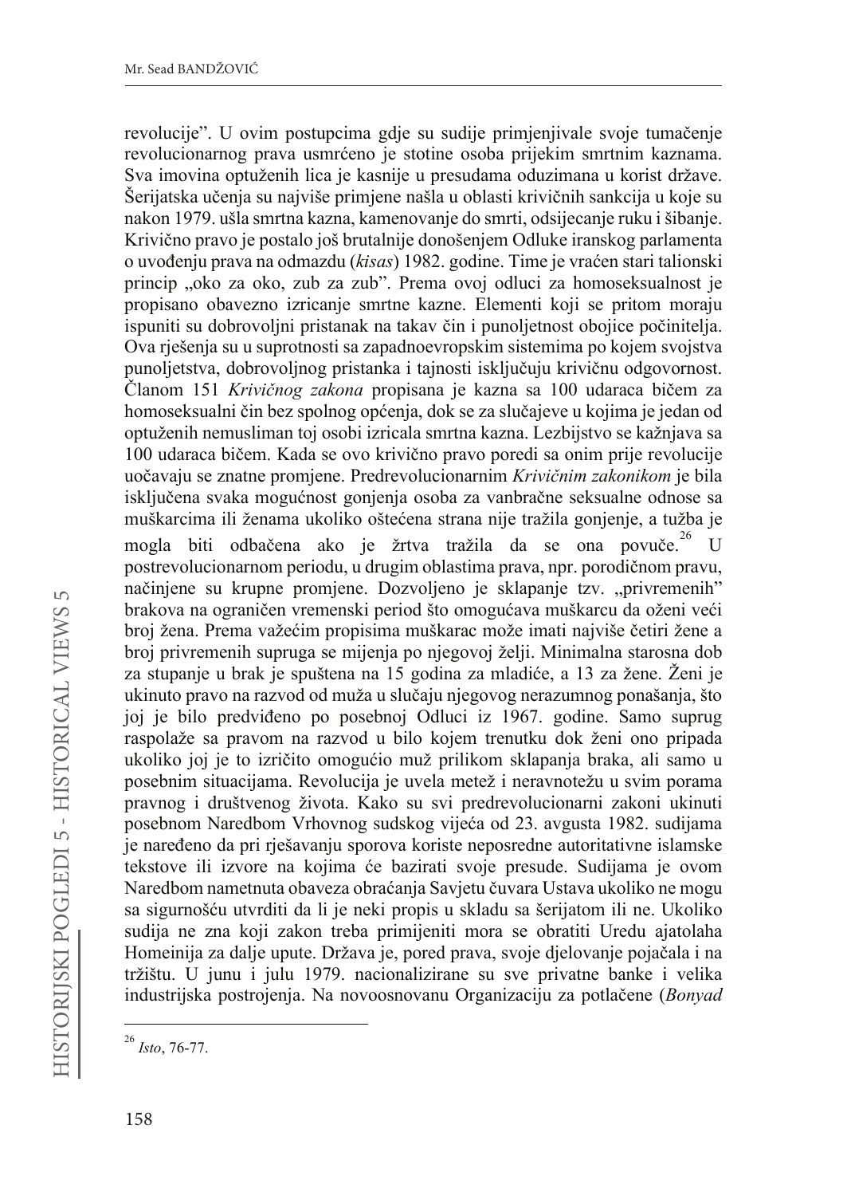revolucije". U ovim postupcima gdje su sudije primjenjivale svoje tumačenje revolucionarnog prava usmrćeno je stotine osoba prijekim smrtnim kaznama. Sva imovina optuženih lica je kasnije u presudama oduzimana u korist države. Šerijatska učenja su najviše primjene našla u oblasti krivičnih sankcija u koje su nakon 1979. ušla smrtna kazna, kamenovanje do smrti, odsijecanje ruku i šibanje. Krivično pravo je postalo još brutalnije donošenjem Odluke iranskog parlamenta o uvođenju prava na odmazdu (*kisas*) 1982. godine. Time je vraćen stari talionski princip „oko za oko, zub za zub". Prema ovoj odluci za homoseksualnost je propisano obavezno izricanje smrtne kazne. Elementi koji se pritom moraju ispuniti su dobrovoljni pristanak na takav čin i punoljetnost obojice počinitelja. Ova rješenja su u suprotnosti sa zapadnoevropskim sistemima po kojem svojstva punoljetstva, dobrovoljnog pristanka i tajnosti isključuju krivičnu odgovornost. Članom 151 *Krivičnog zakona* propisana je kazna sa 100 udaraca bičem za homoseksualni čin bez spolnog općenja, dok se za slučajeve u kojima je jedan od optuženih nemusliman toj osobi izricala smrtna kazna. Lezbijstvo se kažnjava sa 100 udaraca bičem. Kada se ovo krivično pravo poredi sa onim prije revolucije uočavaju se znatne promjene. Predrevolucionarnim *Krivičnim zakonikom* je bila isključena svaka mogućnost gonjenja osoba za vanbračne seksualne odnose sa muškarcima ili ženama ukoliko oštećena strana nije tražila gonjenje, a tužba je mogla biti odbačena ako je žrtva tražila da se ona povuče.[26] U postrevolucionarnom periodu, u drugim oblastima prava, npr. porodičnom pravu, načinjene su krupne promjene. Dozvoljeno je sklapanje tzv. „privremenih" brakova na ograničen vremenski period što omogućava muškarcu da oženi veći broj žena. Prema važećim propisima muškarac može imati najviše četiri žene a broj privremenih supruga se mijenja po njegovoj želji. Minimalna starosna dob za stupanje u brak je spuštena na 15 godina za mladiće, a 13 za žene. Ženi je ukinuto pravo na razvod od muža u slučaju njegovog nerazumnog ponašanja, što joj je bilo predviđeno po posebnoj Odluci iz 1967. godine. Samo suprug raspolaže sa pravom na razvod u bilo kojem trenutku dok ženi ono pripada ukoliko joj je to izričito omogućio muž prilikom sklapanja braka, ali samo u posebnim situacijama. Revolucija je uvela metež i neravnotežu u svim porama pravnog i društvenog života. Kako su svi predrevolucionarni zakoni ukinuti posebnom Naredbom Vrhovnog sudskog vijeća od 23. avgusta 1982. sudijama je naređeno da pri rješavanju sporova koriste neposredne autoritativne islamske tekstove ili izvore na kojima će bazirati svoje presude. Sudijama je ovom Naredbom nametnuta obaveza obraćanja Savjetu čuvara Ustava ukoliko ne mogu sa sigurnošću utvrditi da li je neki propis u skladu sa šerijatom ili ne. Ukoliko sudija ne zna koji zakon treba primijeniti mora se obratiti Uredu ajatolaha Homeinija za dalje upute. Država je, pored prava, svoje djelovanje pojačala i na tržištu. U junu i julu 1979. nacionalizirane su sve privatne banke i velika industrijska postrojenja. Na novoosnovanu Organizaciju za potlačene (*Bonyad*

---

[26] *Isto*, 76-77.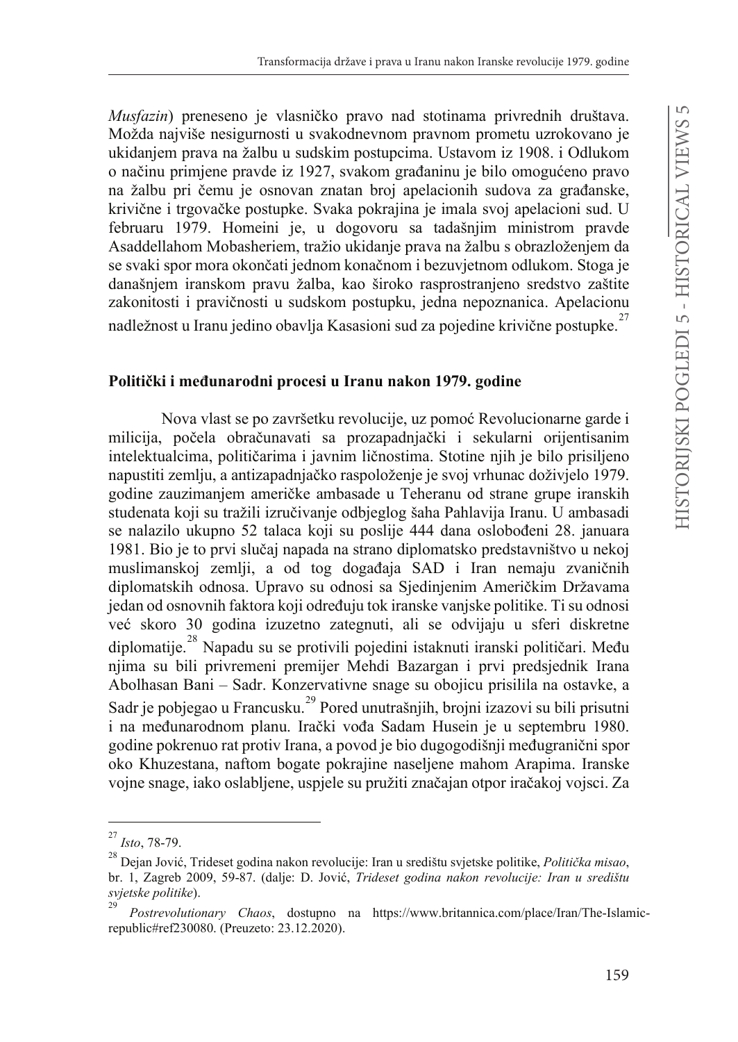*Musfazin*) preneseno je vlasničko pravo nad stotinama privrednih društava. Možda najviše nesigurnosti u svakodnevnom pravnom prometu uzrokovano je ukidanjem prava na žalbu u sudskim postupcima. Ustavom iz 1908. i Odlukom o načinu primjene pravde iz 1927, svakom građaninu je bilo omogućeno pravo na žalbu pri čemu je osnovan znatan broj apelacionih sudova za građanske, krivične i trgovačke postupke. Svaka pokrajina je imala svoj apelacioni sud. U februaru 1979. Homeini je, u dogovoru sa tadašnjim ministrom pravde Asaddellahom Mobasheriem, tražio ukidanje prava na žalbu s obrazloženjem da se svaki spor mora okončati jednom konačnom i bezuvjetnom odlukom. Stoga je današnjem iranskom pravu žalba, kao široko rasprostranjeno sredstvo zaštite zakonitosti i pravičnosti u sudskom postupku, jedna nepoznanica. Apelacionu nadležnost u Iranu jedino obavlja Kasasioni sud za pojedine krivične postupke.[27]

## Politički i međunarodni procesi u Iranu nakon 1979. godine

Nova vlast se po završetku revolucije, uz pomoć Revolucionarne garde i milicija, počela obračunavati sa prozapadnjački i sekularni orijentisanim intelektualcima, političarima i javnim ličnostima. Stotine njih je bilo prisiljeno napustiti zemlju, a antizapadnjačko raspoloženje je svoj vrhunac doživjelo 1979. godine zauzimanjem američke ambasade u Teheranu od strane grupe iranskih studenata koji su tražili izručivanje odbjeglog šaha Pahlavija Iranu. U ambasadi se nalazilo ukupno 52 talaca koji su poslije 444 dana oslobođeni 28. januara 1981. Bio je to prvi slučaj napada na strano diplomatsko predstavništvo u nekoj muslimanskoj zemlji, a od tog događaja SAD i Iran nemaju zvaničnih diplomatskih odnosa. Upravo su odnosi sa Sjedinjenim Američkim Državama jedan od osnovnih faktora koji određuju tok iranske vanjske politike. Ti su odnosi već skoro 30 godina izuzetno zategnuti, ali se odvijaju u sferi diskretne diplomatije.[28] Napadu su se protivili pojedini istaknuti iranski političari. Među njima su bili privremeni premijer Mehdi Bazargan i prvi predsjednik Irana Abolhasan Bani – Sadr. Konzervativne snage su obojicu prisilila na ostavke, a Sadr je pobjegao u Francusku.[29] Pored unutrašnjih, brojni izazovi su bili prisutni i na međunarodnom planu. Irački vođa Sadam Husein je u septembru 1980. godine pokrenuo rat protiv Irana, a povod je bio dugogodišnji međugranični spor oko Khuzestana, naftom bogate pokrajine naseljene mahom Arapima. Iranske vojne snage, iako oslabljene, uspjele su pružiti značajan otpor iračakoj vojsci. Za

---

[27] *Isto*, 78-79.

[28] Dejan Jović, Trideset godina nakon revolucije: Iran u središtu svjetske politike, *Politička misao*, br. 1, Zagreb 2009, 59-87. (dalje: D. Jović, *Trideset godina nakon revolucije: Iran u središtu svjetske politike*).

[29] *Postrevolutionary Chaos*, dostupno na https://www.britannica.com/place/Iran/The-Islamic-republic#ref230080. (Preuzeto: 23.12.2020).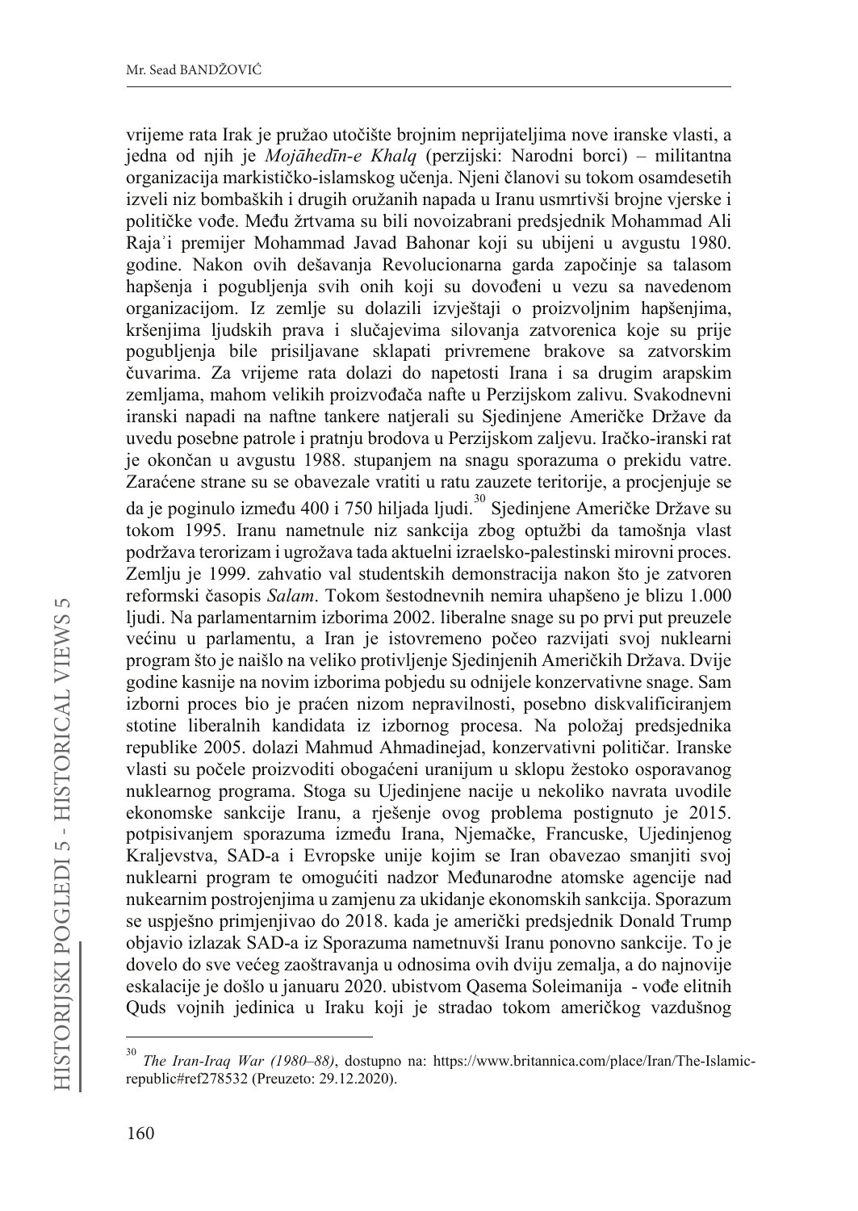vrijeme rata Irak je pružao utočište brojnim neprijateljima nove iranske vlasti, a jedna od njih je *Mojāhedīn-e Khalq* (perzijski: Narodni borci) – militantna organizacija markističko-islamskog učenja. Njeni članovi su tokom osamdesetih izveli niz bombaških i drugih oružanih napada u Iranu usmrtivši brojne vjerske i političke vođe. Među žrtvama su bili novoizabrani predsjednik Mohammad Ali Rajaʾi premijer Mohammad Javad Bahonar koji su ubijeni u avgustu 1980. godine. Nakon ovih dešavanja Revolucionarna garda započinje sa talasom hapšenja i pogubljenja svih onih koji su dovođeni u vezu sa navedenom organizacijom. Iz zemlje su dolazili izvještaji o proizvoljnim hapšenjima, kršenjima ljudskih prava i slučajevima silovanja zatvorenica koje su prije pogubljenja bile prisiljavane sklapati privremene brakove sa zatvorskim čuvarima. Za vrijeme rata dolazi do napetosti Irana i sa drugim arapskim zemljama, mahom velikih proizvođača nafte u Perzijskom zalivu. Svakodnevni iranski napadi na naftne tankere natjerali su Sjedinjene Američke Države da uvedu posebne patrole i pratnju brodova u Perzijskom zaljevu. Iračko-iranski rat je okončan u avgustu 1988. stupanjem na snagu sporazuma o prekidu vatre. Zaraćene strane su se obavezale vratiti u ratu zauzete teritorije, a procjenjuje se da je poginulo između 400 i 750 hiljada ljudi.[30] Sjedinjene Američke Države su tokom 1995. Iranu nametnule niz sankcija zbog optužbi da tamošnja vlast podržava terorizam i ugrožava tada aktuelni izraelsko-palestinski mirovni proces. Zemlju je 1999. zahvatio val studentskih demonstracija nakon što je zatvoren reformski časopis *Salam*. Tokom šestodnevnih nemira uhapšeno je blizu 1.000 ljudi. Na parlamentarnim izborima 2002. liberalne snage su po prvi put preuzele većinu u parlamentu, a Iran je istovremeno počeo razvijati svoj nuklearni program što je naišlo na veliko protivljenje Sjedinjenih Američkih Država. Dvije godine kasnije na novim izborima pobjedu su odnijele konzervativne snage. Sam izborni proces bio je praćen nizom nepravilnosti, posebno diskvalificiranjem stotine liberalnih kandidata iz izbornog procesa. Na položaj predsjednika republike 2005. dolazi Mahmud Ahmadinejad, konzervativni političar. Iranske vlasti su počele proizvoditi obogaćeni uranijum u sklopu žestoko osporavanog nuklearnog programa. Stoga su Ujedinjene nacije u nekoliko navrata uvodile ekonomske sankcije Iranu, a rješenje ovog problema postignuto je 2015. potpisivanjem sporazuma između Irana, Njemačke, Francuske, Ujedinjenog Kraljevstva, SAD-a i Evropske unije kojim se Iran obavezao smanjiti svoj nuklearni program te omogućiti nadzor Međunarodne atomske agencije nad nukearnim postrojenjima u zamjenu za ukidanje ekonomskih sankcija. Sporazum se uspješno primjenjivao do 2018. kada je američki predsjednik Donald Trump objavio izlazak SAD-a iz Sporazuma nametnuvši Iranu ponovno sankcije. To je dovelo do sve većeg zaoštravanja u odnosima ovih dviju zemalja, a do najnovije eskalacije je došlo u januaru 2020. ubistvom Qasema Soleimanija - vođe elitnih Quds vojnih jedinica u Iraku koji je stradao tokom američkog vazdušnog

[30] *The Iran-Iraq War (1980–88)*, dostupno na: https://www.britannica.com/place/Iran/The-Islamic-republic#ref278532 (Preuzeto: 29.12.2020).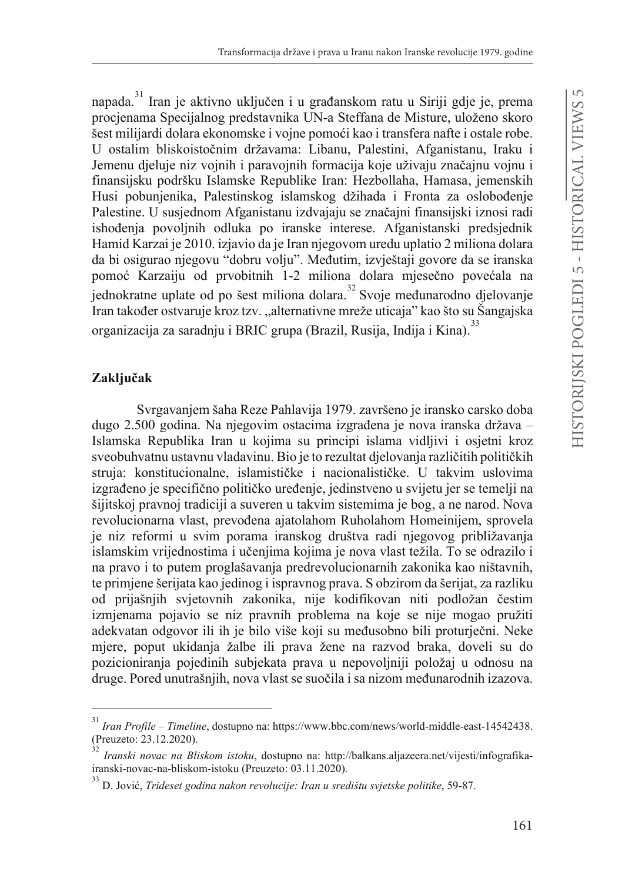napada.[31] Iran je aktivno uključen i u građanskom ratu u Siriji gdje je, prema procjenama Specijalnog predstavnika UN-a Steffana de Misture, uloženo skoro šest milijardi dolara ekonomske i vojne pomoći kao i transfera nafte i ostale robe. U ostalim bliskoistočnim državama: Libanu, Palestini, Afganistanu, Iraku i Jemenu djeluje niz vojnih i paravojnih formacija koje uživaju značajnu vojnu i finansijsku podršku Islamske Republike Iran: Hezbollaha, Hamasa, jemenskih Husi pobunjenika, Palestinskog islamskog džihada i Fronta za oslobođenje Palestine. U susjednom Afganistanu izdvajaju se značajni finansijski iznosi radi ishođenja povoljnih odluka po iranske interese. Afganistanski predsjednik Hamid Karzai je 2010. izjavio da je Iran njegovom uredu uplatio 2 miliona dolara da bi osigurao njegovu "dobru volju". Međutim, izvještaji govore da se iranska pomoć Karzaiju od prvobitnih 1-2 miliona dolara mjesečno povećala na jednokratne uplate od po šest miliona dolara.[32] Svoje međunarodno djelovanje Iran također ostvaruje kroz tzv. „alternativne mreže uticaja" kao što su Šangajska organizacija za saradnju i BRIC grupa (Brazil, Rusija, Indija i Kina).[33]

## Zaključak

Svrgavanjem šaha Reze Pahlavija 1979. završeno je iransko carsko doba dugo 2.500 godina. Na njegovim ostacima izgrađena je nova iranska država – Islamska Republika Iran u kojima su principi islama vidljivi i osjetni kroz sveobuhvatnu ustavnu vladavinu. Bio je to rezultat djelovanja različitih političkih struja: konstitucionalne, islamističke i nacionalističke. U takvim uslovima izgrađeno je specifično političko uređenje, jedinstveno u svijetu jer se temelji na šijitskoj pravnoj tradiciji a suveren u takvim sistemima je bog, a ne narod. Nova revolucionarna vlast, prevođena ajatolahom Ruholahom Homeinijem, sprovela je niz reformi u svim porama iranskog društva radi njegovog približavanja islamskim vrijednostima i učenjima kojima je nova vlast težila. To se odrazilo i na pravo i to putem proglašavanja predrevolucionarnih zakonika kao ništavnih, te primjene šerijata kao jedinog i ispravnog prava. S obzirom da šerijat, za razliku od prijašnjih svjetovnih zakonika, nije kodifikovan niti podložan čestim izmjenama pojavio se niz pravnih problema na koje se nije mogao pružiti adekvatan odgovor ili ih je bilo više koji su međusobno bili proturječni. Neke mjere, poput ukidanja žalbe ili prava žene na razvod braka, doveli su do pozicioniranja pojedinih subjekata prava u nepovoljniji položaj u odnosu na druge. Pored unutrašnjih, nova vlast se suočila i sa nizom međunarodnih izazova.

---

[31] *Iran Profile – Timeline*, dostupno na: https://www.bbc.com/news/world-middle-east-14542438. (Preuzeto: 23.12.2020).

[32] *Iranski novac na Bliskom istoku*, dostupno na: http://balkans.aljazeera.net/vijesti/infografika-iranski-novac-na-bliskom-istoku (Preuzeto: 03.11.2020).

[33] D. Jović, *Trideset godina nakon revolucije: Iran u središtu svjetske politike*, 59-87.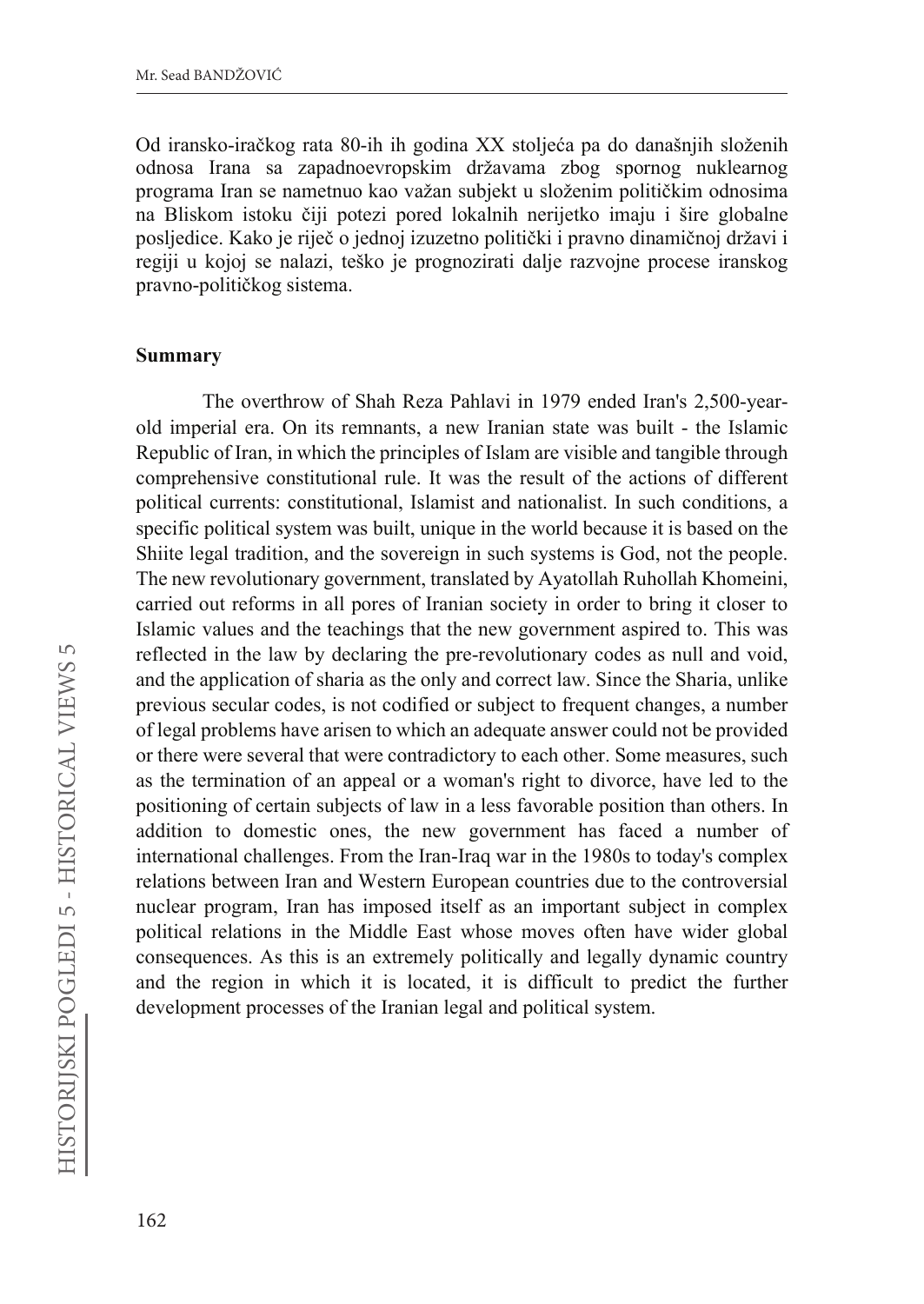Od iransko-iračkog rata 80-ih ih godina XX stoljeća pa do današnjih složenih odnosa Irana sa zapadnoevropskim državama zbog spornog nuklearnog programa Iran se nametnuo kao važan subjekt u složenim političkim odnosima na Bliskom istoku čiji potezi pored lokalnih nerijetko imaju i šire globalne posljedice. Kako je riječ o jednoj izuzetno politički i pravno dinamičnoj državi i regiji u kojoj se nalazi, teško je prognozirati dalje razvojne procese iranskog pravno-političkog sistema.

**Summary**

The overthrow of Shah Reza Pahlavi in 1979 ended Iran's 2,500-year-old imperial era. On its remnants, a new Iranian state was built - the Islamic Republic of Iran, in which the principles of Islam are visible and tangible through comprehensive constitutional rule. It was the result of the actions of different political currents: constitutional, Islamist and nationalist. In such conditions, a specific political system was built, unique in the world because it is based on the Shiite legal tradition, and the sovereign in such systems is God, not the people. The new revolutionary government, translated by Ayatollah Ruhollah Khomeini, carried out reforms in all pores of Iranian society in order to bring it closer to Islamic values and the teachings that the new government aspired to. This was reflected in the law by declaring the pre-revolutionary codes as null and void, and the application of sharia as the only and correct law. Since the Sharia, unlike previous secular codes, is not codified or subject to frequent changes, a number of legal problems have arisen to which an adequate answer could not be provided or there were several that were contradictory to each other. Some measures, such as the termination of an appeal or a woman's right to divorce, have led to the positioning of certain subjects of law in a less favorable position than others. In addition to domestic ones, the new government has faced a number of international challenges. From the Iran-Iraq war in the 1980s to today's complex relations between Iran and Western European countries due to the controversial nuclear program, Iran has imposed itself as an important subject in complex political relations in the Middle East whose moves often have wider global consequences. As this is an extremely politically and legally dynamic country and the region in which it is located, it is difficult to predict the further development processes of the Iranian legal and political system.